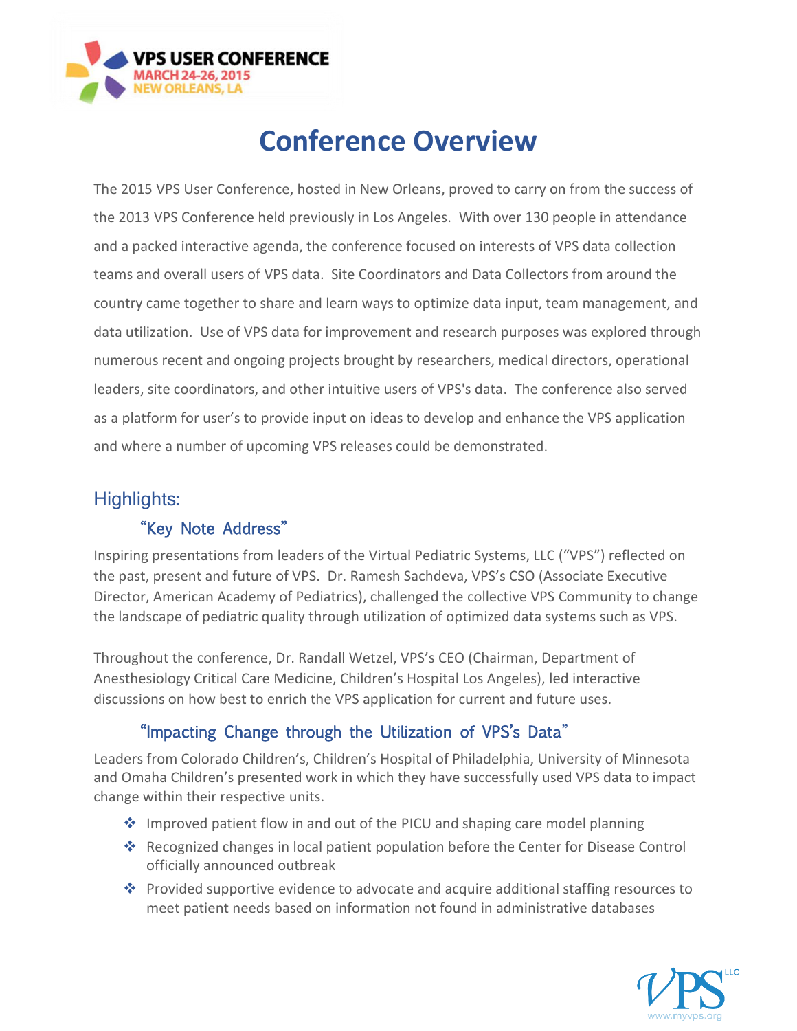VPS USER CONFERENCE
MARCH 24-26, 2015
NEW ORLEANS, LA

# Conference Overview

The 2015 VPS User Conference, hosted in New Orleans, proved to carry on from the success of the 2013 VPS Conference held previously in Los Angeles. With over 130 people in attendance and a packed interactive agenda, the conference focused on interests of VPS data collection teams and overall users of VPS data. Site Coordinators and Data Collectors from around the country came together to share and learn ways to optimize data input, team management, and data utilization. Use of VPS data for improvement and research purposes was explored through numerous recent and ongoing projects brought by researchers, medical directors, operational leaders, site coordinators, and other intuitive users of VPS's data. The conference also served as a platform for user's to provide input on ideas to develop and enhance the VPS application and where a number of upcoming VPS releases could be demonstrated.

## Highlights:

### "Key Note Address"

Inspiring presentations from leaders of the Virtual Pediatric Systems, LLC ("VPS") reflected on the past, present and future of VPS. Dr. Ramesh Sachdeva, VPS's CSO (Associate Executive Director, American Academy of Pediatrics), challenged the collective VPS Community to change the landscape of pediatric quality through utilization of optimized data systems such as VPS.

Throughout the conference, Dr. Randall Wetzel, VPS's CEO (Chairman, Department of Anesthesiology Critical Care Medicine, Children's Hospital Los Angeles), led interactive discussions on how best to enrich the VPS application for current and future uses.

### "Impacting Change through the Utilization of VPS's Data"

Leaders from Colorado Children's, Children's Hospital of Philadelphia, University of Minnesota and Omaha Children's presented work in which they have successfully used VPS data to impact change within their respective units.

- Improved patient flow in and out of the PICU and shaping care model planning
- Recognized changes in local patient population before the Center for Disease Control officially announced outbreak
- Provided supportive evidence to advocate and acquire additional staffing resources to meet patient needs based on information not found in administrative databases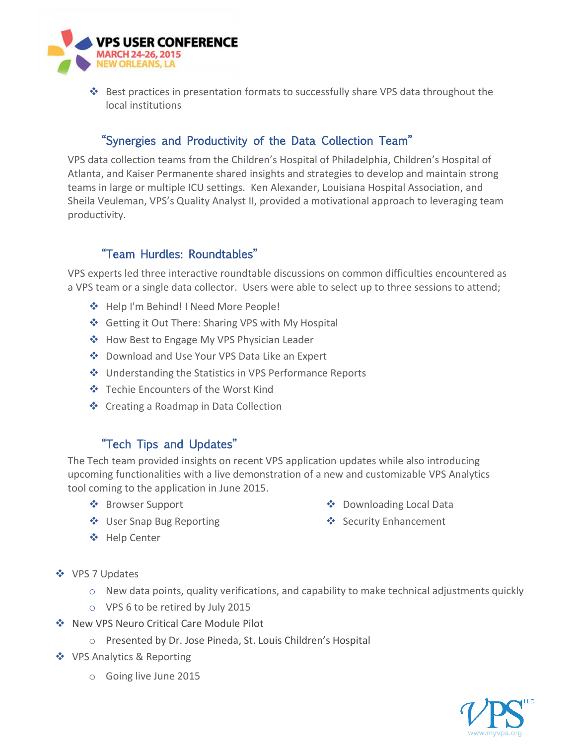- Best practices in presentation formats to successfully share VPS data throughout the local institutions

### "Synergies and Productivity of the Data Collection Team"

VPS data collection teams from the Children's Hospital of Philadelphia, Children's Hospital of Atlanta, and Kaiser Permanente shared insights and strategies to develop and maintain strong teams in large or multiple ICU settings. Ken Alexander, Louisiana Hospital Association, and Sheila Veuleman, VPS's Quality Analyst II, provided a motivational approach to leveraging team productivity.

### "Team Hurdles: Roundtables"

VPS experts led three interactive roundtable discussions on common difficulties encountered as a VPS team or a single data collector. Users were able to select up to three sessions to attend;

- Help I'm Behind! I Need More People!
- Getting it Out There: Sharing VPS with My Hospital
- How Best to Engage My VPS Physician Leader
- Download and Use Your VPS Data Like an Expert
- Understanding the Statistics in VPS Performance Reports
- Techie Encounters of the Worst Kind
- Creating a Roadmap in Data Collection

### "Tech Tips and Updates"

The Tech team provided insights on recent VPS application updates while also introducing upcoming functionalities with a live demonstration of a new and customizable VPS Analytics tool coming to the application in June 2015.

- Browser Support
- User Snap Bug Reporting
- Help Center
- Downloading Local Data
- Security Enhancement

- VPS 7 Updates
  - New data points, quality verifications, and capability to make technical adjustments quickly
  - VPS 6 to be retired by July 2015
- New VPS Neuro Critical Care Module Pilot
  - Presented by Dr. Jose Pineda, St. Louis Children's Hospital
- VPS Analytics & Reporting
  - Going live June 2015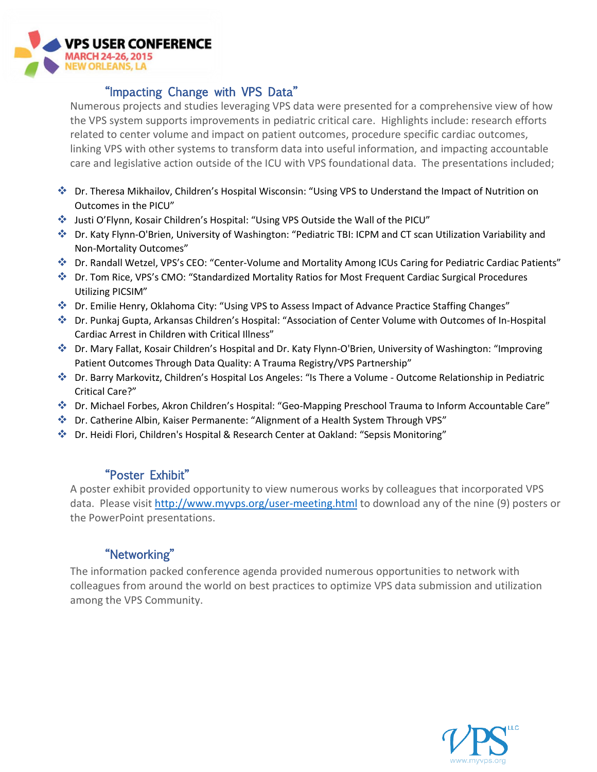**VPS USER CONFERENCE**
**MARCH 24-26, 2015**
**NEW ORLEANS, LA**

## "Impacting Change with VPS Data"

Numerous projects and studies leveraging VPS data were presented for a comprehensive view of how the VPS system supports improvements in pediatric critical care. Highlights include: research efforts related to center volume and impact on patient outcomes, procedure specific cardiac outcomes, linking VPS with other systems to transform data into useful information, and impacting accountable care and legislative action outside of the ICU with VPS foundational data. The presentations included;

- Dr. Theresa Mikhailov, Children's Hospital Wisconsin: "Using VPS to Understand the Impact of Nutrition on Outcomes in the PICU"
- Justi O'Flynn, Kosair Children's Hospital: "Using VPS Outside the Wall of the PICU"
- Dr. Katy Flynn-O'Brien, University of Washington: "Pediatric TBI: ICPM and CT scan Utilization Variability and Non-Mortality Outcomes"
- Dr. Randall Wetzel, VPS's CEO: "Center-Volume and Mortality Among ICUs Caring for Pediatric Cardiac Patients"
- Dr. Tom Rice, VPS's CMO: "Standardized Mortality Ratios for Most Frequent Cardiac Surgical Procedures Utilizing PICSIM"
- Dr. Emilie Henry, Oklahoma City: "Using VPS to Assess Impact of Advance Practice Staffing Changes"
- Dr. Punkaj Gupta, Arkansas Children's Hospital: "Association of Center Volume with Outcomes of In-Hospital Cardiac Arrest in Children with Critical Illness"
- Dr. Mary Fallat, Kosair Children's Hospital and Dr. Katy Flynn-O'Brien, University of Washington: "Improving Patient Outcomes Through Data Quality: A Trauma Registry/VPS Partnership"
- Dr. Barry Markovitz, Children's Hospital Los Angeles: "Is There a Volume - Outcome Relationship in Pediatric Critical Care?"
- Dr. Michael Forbes, Akron Children's Hospital: "Geo-Mapping Preschool Trauma to Inform Accountable Care"
- Dr. Catherine Albin, Kaiser Permanente: "Alignment of a Health System Through VPS"
- Dr. Heidi Flori, Children's Hospital & Research Center at Oakland: "Sepsis Monitoring"

## "Poster Exhibit"

A poster exhibit provided opportunity to view numerous works by colleagues that incorporated VPS data. Please visit [http://www.myvps.org/user-meeting.html](http://www.myvps.org/user-meeting.html) to download any of the nine (9) posters or the PowerPoint presentations.

## "Networking"

The information packed conference agenda provided numerous opportunities to network with colleagues from around the world on best practices to optimize VPS data submission and utilization among the VPS Community.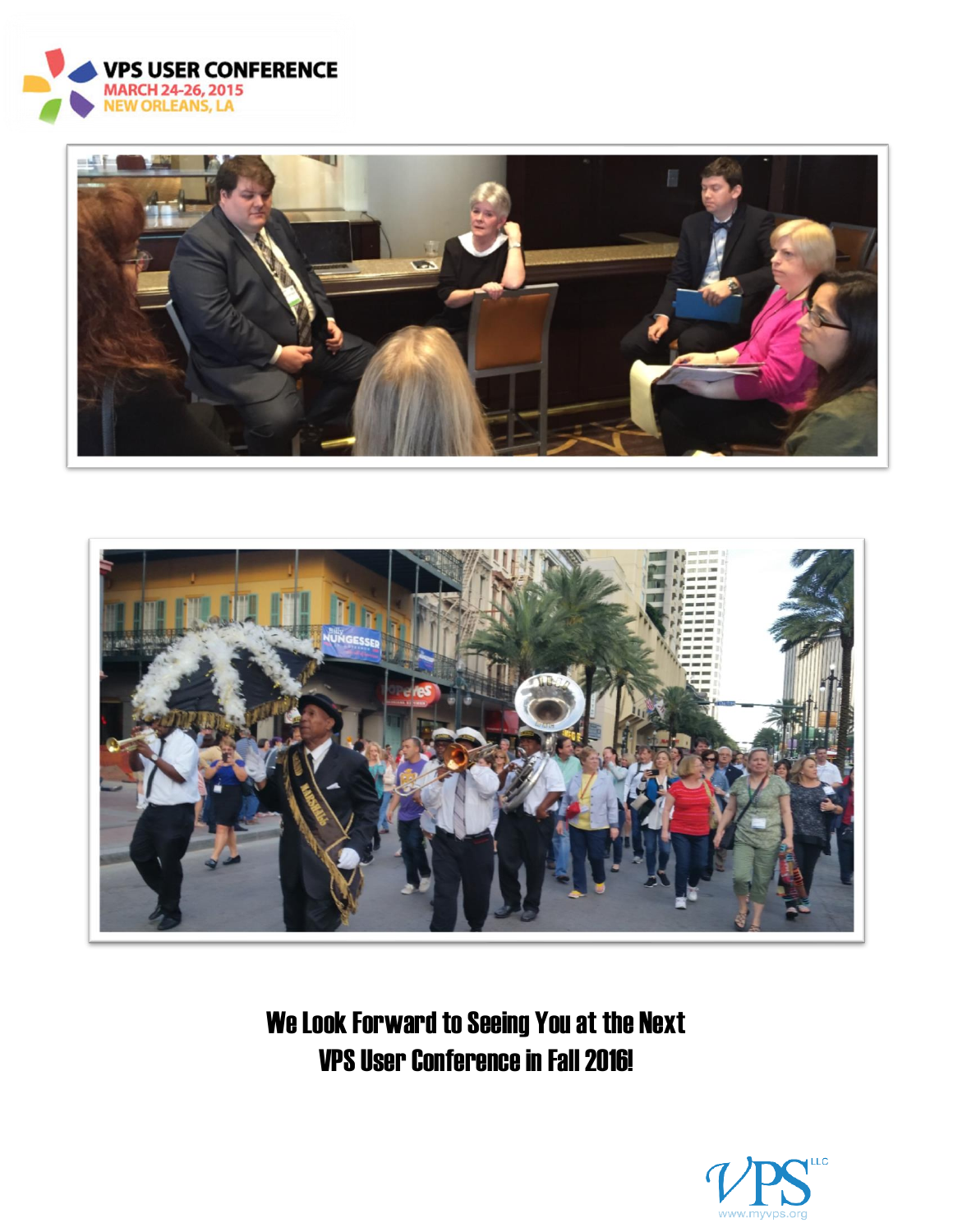VPS USER CONFERENCE
MARCH 24-26, 2015
NEW ORLEANS, LA

**We Look Forward to Seeing You at the Next VPS User Conference in Fall 2016!**

VPS LLC
www.myvps.org